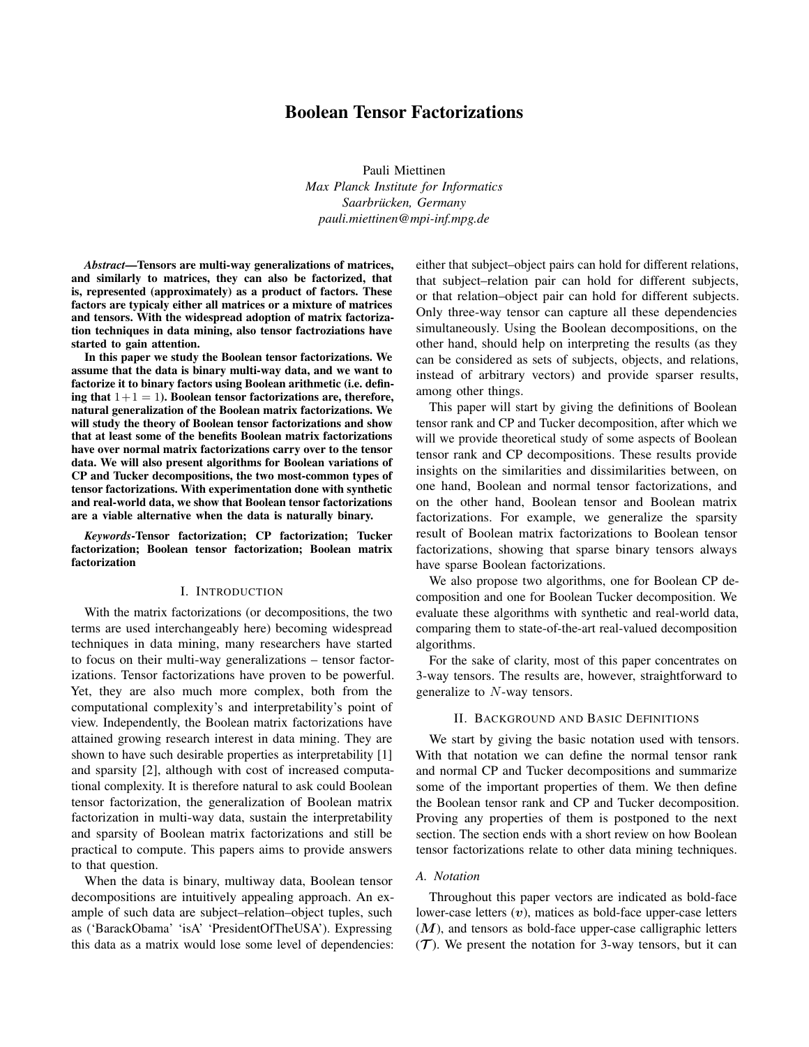# Boolean Tensor Factorizations

Pauli Miettinen
*Max Planck Institute for Informatics*
*Saarbrücken, Germany*
*pauli.miettinen@mpi-inf.mpg.de*

***Abstract*—Tensors are multi-way generalizations of matrices, and similarly to matrices, they can also be factorized, that is, represented (approximately) as a product of factors. These factors are typicaly either all matrices or a mixture of matrices and tensors. With the widespread adoption of matrix factorization techniques in data mining, also tensor factroziations have started to gain attention.**

**In this paper we study the Boolean tensor factorizations. We assume that the data is binary multi-way data, and we want to factorize it to binary factors using Boolean arithmetic (i.e. defining that $1+1=1$). Boolean tensor factorizations are, therefore, natural generalization of the Boolean matrix factorizations. We will study the theory of Boolean tensor factorizations and show that at least some of the benefits Boolean matrix factorizations have over normal matrix factorizations carry over to the tensor data. We will also present algorithms for Boolean variations of CP and Tucker decompositions, the two most-common types of tensor factorizations. With experimentation done with synthetic and real-world data, we show that Boolean tensor factorizations are a viable alternative when the data is naturally binary.**

***Keywords*-Tensor factorization; CP factorization; Tucker factorization; Boolean tensor factorization; Boolean matrix factorization**

## I. Introduction

With the matrix factorizations (or decompositions, the two terms are used interchangeably here) becoming widespread techniques in data mining, many researchers have started to focus on their multi-way generalizations – tensor factorizations. Tensor factorizations have proven to be powerful. Yet, they are also much more complex, both from the computational complexity's and interpretability's point of view. Independently, the Boolean matrix factorizations have attained growing research interest in data mining. They are shown to have such desirable properties as interpretability [1] and sparsity [2], although with cost of increased computational complexity. It is therefore natural to ask could Boolean tensor factorization, the generalization of Boolean matrix factorization in multi-way data, sustain the interpretability and sparsity of Boolean matrix factorizations and still be practical to compute. This papers aims to provide answers to that question.

When the data is binary, multiway data, Boolean tensor decompositions are intuitively appealing approach. An example of such data are subject–relation–object tuples, such as ('BarackObama' 'isA' 'PresidentOfTheUSA'). Expressing this data as a matrix would lose some level of dependencies: either that subject–object pairs can hold for different relations, that subject–relation pair can hold for different subjects, or that relation–object pair can hold for different subjects. Only three-way tensor can capture all these dependencies simultaneously. Using the Boolean decompositions, on the other hand, should help on interpreting the results (as they can be considered as sets of subjects, objects, and relations, instead of arbitrary vectors) and provide sparser results, among other things.

This paper will start by giving the definitions of Boolean tensor rank and CP and Tucker decomposition, after which we will we provide theoretical study of some aspects of Boolean tensor rank and CP decompositions. These results provide insights on the similarities and dissimilarities between, on one hand, Boolean and normal tensor factorizations, and on the other hand, Boolean tensor and Boolean matrix factorizations. For example, we generalize the sparsity result of Boolean matrix factorizations to Boolean tensor factorizations, showing that sparse binary tensors always have sparse Boolean factorizations.

We also propose two algorithms, one for Boolean CP decomposition and one for Boolean Tucker decomposition. We evaluate these algorithms with synthetic and real-world data, comparing them to state-of-the-art real-valued decomposition algorithms.

For the sake of clarity, most of this paper concentrates on 3-way tensors. The results are, however, straightforward to generalize to $N$-way tensors.

## II. Background and Basic Definitions

We start by giving the basic notation used with tensors. With that notation we can define the normal tensor rank and normal CP and Tucker decompositions and summarize some of the important properties of them. We then define the Boolean tensor rank and CP and Tucker decomposition. Proving any properties of them is postponed to the next section. The section ends with a short review on how Boolean tensor factorizations relate to other data mining techniques.

### A. Notation

Throughout this paper vectors are indicated as bold-face lower-case letters ($\boldsymbol{v}$), matices as bold-face upper-case letters ($\boldsymbol{M}$), and tensors as bold-face upper-case calligraphic letters ($\boldsymbol{\mathcal{T}}$). We present the notation for 3-way tensors, but it can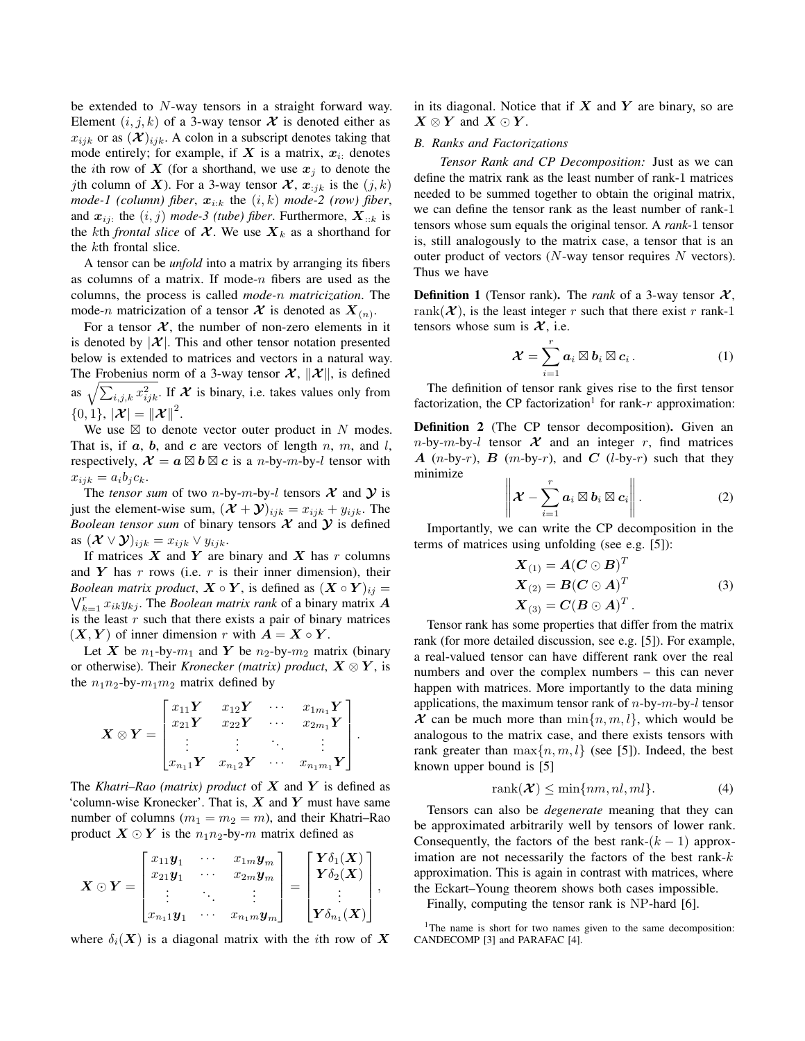be extended to $N$-way tensors in a straight forward way. Element $(i, j, k)$ of a 3-way tensor $\mathcal{X}$ is denoted either as $x_{ijk}$ or as $(\mathcal{X})_{ijk}$. A colon in a subscript denotes taking that mode entirely; for example, if $\boldsymbol{X}$ is a matrix, $\boldsymbol{x}_{i:}$ denotes the $i$th row of $\boldsymbol{X}$ (for a shorthand, we use $\boldsymbol{x}_j$ to denote the $j$th column of $\boldsymbol{X}$). For a 3-way tensor $\mathcal{X}$, $\boldsymbol{x}_{:jk}$ is the $(j, k)$ *mode-1 (column) fiber*, $\boldsymbol{x}_{i:k}$ the $(i, k)$ *mode-2 (row) fiber*, and $\boldsymbol{x}_{ij:}$ the $(i, j)$ *mode-3 (tube) fiber*. Furthermore, $\boldsymbol{X}_{::k}$ is the $k$th *frontal slice* of $\mathcal{X}$. We use $\boldsymbol{X}_k$ as a shorthand for the $k$th frontal slice.

A tensor can be *unfold* into a matrix by arranging its fibers as columns of a matrix. If mode-$n$ fibers are used as the columns, the process is called *mode-$n$ matricization*. The mode-$n$ matricization of a tensor $\mathcal{X}$ is denoted as $\boldsymbol{X}_{(n)}$.

For a tensor $\mathcal{X}$, the number of non-zero elements in it is denoted by $|\mathcal{X}|$. This and other tensor notation presented below is extended to matrices and vectors in a natural way. The Frobenius norm of a 3-way tensor $\mathcal{X}$, $\|\mathcal{X}\|$, is defined as $\sqrt{\sum_{i,j,k} x_{ijk}^2}$. If $\mathcal{X}$ is binary, i.e. takes values only from $\{0, 1\}$, $|\mathcal{X}| = \|\mathcal{X}\|^2$.

We use $\boxtimes$ to denote vector outer product in $N$ modes. That is, if $\boldsymbol{a}$, $\boldsymbol{b}$, and $\boldsymbol{c}$ are vectors of length $n$, $m$, and $l$, respectively, $\mathcal{X} = \boldsymbol{a} \boxtimes \boldsymbol{b} \boxtimes \boldsymbol{c}$ is a $n$-by-$m$-by-$l$ tensor with $x_{ijk} = a_i b_j c_k$.

The *tensor sum* of two $n$-by-$m$-by-$l$ tensors $\mathcal{X}$ and $\mathcal{Y}$ is just the element-wise sum, $(\mathcal{X} + \mathcal{Y})_{ijk} = x_{ijk} + y_{ijk}$. The *Boolean tensor sum* of binary tensors $\mathcal{X}$ and $\mathcal{Y}$ is defined as $(\mathcal{X} \vee \mathcal{Y})_{ijk} = x_{ijk} \vee y_{ijk}$.

If matrices $\boldsymbol{X}$ and $\boldsymbol{Y}$ are binary and $\boldsymbol{X}$ has $r$ columns and $\boldsymbol{Y}$ has $r$ rows (i.e. $r$ is their inner dimension), their *Boolean matrix product*, $\boldsymbol{X} \circ \boldsymbol{Y}$, is defined as $(\boldsymbol{X} \circ \boldsymbol{Y})_{ij} = \bigvee_{k=1}^{r} x_{ik} y_{kj}$. The *Boolean matrix rank* of a binary matrix $\boldsymbol{A}$ is the least $r$ such that there exists a pair of binary matrices $(\boldsymbol{X}, \boldsymbol{Y})$ of inner dimension $r$ with $\boldsymbol{A} = \boldsymbol{X} \circ \boldsymbol{Y}$.

Let $\boldsymbol{X}$ be $n_1$-by-$m_1$ and $\boldsymbol{Y}$ be $n_2$-by-$m_2$ matrix (binary or otherwise). Their *Kronecker (matrix) product*, $\boldsymbol{X} \otimes \boldsymbol{Y}$, is the $n_1 n_2$-by-$m_1 m_2$ matrix defined by

$$\boldsymbol{X} \otimes \boldsymbol{Y} = \begin{bmatrix} x_{11}\boldsymbol{Y} & x_{12}\boldsymbol{Y} & \cdots & x_{1m_1}\boldsymbol{Y} \\ x_{21}\boldsymbol{Y} & x_{22}\boldsymbol{Y} & \cdots & x_{2m_1}\boldsymbol{Y} \\ \vdots & \vdots & \ddots & \vdots \\ x_{n_1 1}\boldsymbol{Y} & x_{n_1 2}\boldsymbol{Y} & \cdots & x_{n_1 m_1}\boldsymbol{Y} \end{bmatrix}.$$

The *Khatri–Rao (matrix) product* of $\boldsymbol{X}$ and $\boldsymbol{Y}$ is defined as 'column-wise Kronecker'. That is, $\boldsymbol{X}$ and $\boldsymbol{Y}$ must have same number of columns ($m_1 = m_2 = m$), and their Khatri–Rao product $\boldsymbol{X} \odot \boldsymbol{Y}$ is the $n_1 n_2$-by-$m$ matrix defined as

$$\boldsymbol{X} \odot \boldsymbol{Y} = \begin{bmatrix} x_{11}\boldsymbol{y}_1 & \cdots & x_{1m}\boldsymbol{y}_m \\ x_{21}\boldsymbol{y}_1 & \cdots & x_{2m}\boldsymbol{y}_m \\ \vdots & \ddots & \vdots \\ x_{n_1 1}\boldsymbol{y}_1 & \cdots & x_{n_1 m}\boldsymbol{y}_m \end{bmatrix} = \begin{bmatrix} \boldsymbol{Y}\delta_1(\boldsymbol{X}) \\ \boldsymbol{Y}\delta_2(\boldsymbol{X}) \\ \vdots \\ \boldsymbol{Y}\delta_{n_1}(\boldsymbol{X}) \end{bmatrix},$$

where $\delta_i(\boldsymbol{X})$ is a diagonal matrix with the $i$th row of $\boldsymbol{X}$ in its diagonal. Notice that if $\boldsymbol{X}$ and $\boldsymbol{Y}$ are binary, so are $\boldsymbol{X} \otimes \boldsymbol{Y}$ and $\boldsymbol{X} \odot \boldsymbol{Y}$.

### B. Ranks and Factorizations

*Tensor Rank and CP Decomposition:* Just as we can define the matrix rank as the least number of rank-1 matrices needed to be summed together to obtain the original matrix, we can define the tensor rank as the least number of rank-1 tensors whose sum equals the original tensor. A *rank*-1 tensor is, still analogously to the matrix case, a tensor that is an outer product of vectors ($N$-way tensor requires $N$ vectors). Thus we have

**Definition 1** (Tensor rank). The *rank* of a 3-way tensor $\mathcal{X}$, $\operatorname{rank}(\mathcal{X})$, is the least integer $r$ such that there exist $r$ rank-1 tensors whose sum is $\mathcal{X}$, i.e.

$$\mathcal{X} = \sum_{i=1}^{r} \boldsymbol{a}_i \boxtimes \boldsymbol{b}_i \boxtimes \boldsymbol{c}_i \,. \tag{1}$$

The definition of tensor rank gives rise to the first tensor factorization, the CP factorization[1] for rank-$r$ approximation:

**Definition 2** (The CP tensor decomposition). Given an $n$-by-$m$-by-$l$ tensor $\mathcal{X}$ and an integer $r$, find matrices $\boldsymbol{A}$ ($n$-by-$r$), $\boldsymbol{B}$ ($m$-by-$r$), and $\boldsymbol{C}$ ($l$-by-$r$) such that they minimize

$$\left\| \mathcal{X} - \sum_{i=1}^{r} \boldsymbol{a}_i \boxtimes \boldsymbol{b}_i \boxtimes \boldsymbol{c}_i \right\|. \tag{2}$$

Importantly, we can write the CP decomposition in the terms of matrices using unfolding (see e.g. [5]):

$$\begin{aligned} \boldsymbol{X}_{(1)} &= \boldsymbol{A}(\boldsymbol{C} \odot \boldsymbol{B})^T \\ \boldsymbol{X}_{(2)} &= \boldsymbol{B}(\boldsymbol{C} \odot \boldsymbol{A})^T \\ \boldsymbol{X}_{(3)} &= \boldsymbol{C}(\boldsymbol{B} \odot \boldsymbol{A})^T . \end{aligned} \tag{3}$$

Tensor rank has some properties that differ from the matrix rank (for more detailed discussion, see e.g. [5]). For example, a real-valued tensor can have different rank over the real numbers and over the complex numbers – this can never happen with matrices. More importantly to the data mining applications, the maximum tensor rank of $n$-by-$m$-by-$l$ tensor $\mathcal{X}$ can be much more than $\min\{n, m, l\}$, which would be analogous to the matrix case, and there exists tensors with rank greater than $\max\{n, m, l\}$ (see [5]). Indeed, the best known upper bound is [5]

$$\operatorname{rank}(\mathcal{X}) \leq \min\{nm, nl, ml\}. \tag{4}$$

Tensors can also be *degenerate* meaning that they can be approximated arbitrarily well by tensors of lower rank. Consequently, the factors of the best rank-$(k-1)$ approximation are not necessarily the factors of the best rank-$k$ approximation. This is again in contrast with matrices, where the Eckart–Young theorem shows both cases impossible.

Finally, computing the tensor rank is NP-hard [6].

[1]The name is short for two names given to the same decomposition: CANDECOMP [3] and PARAFAC [4].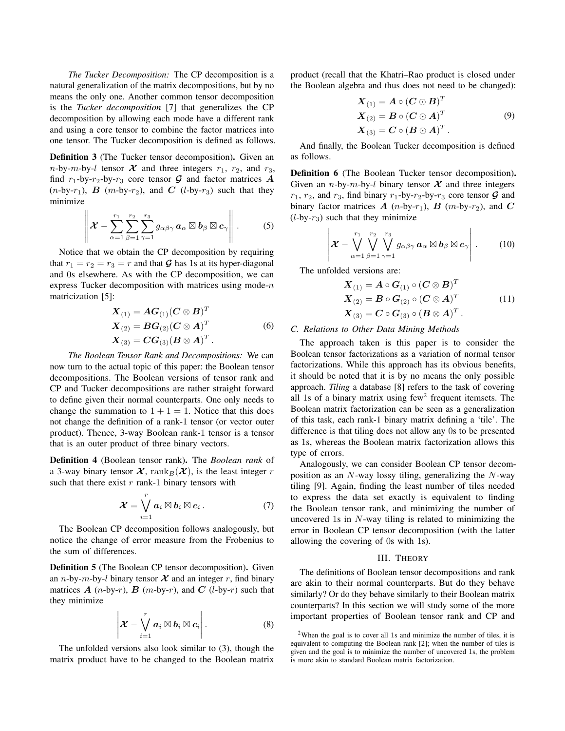*The Tucker Decomposition:* The CP decomposition is a natural generalization of the matrix decompositions, but by no means the only one. Another common tensor decomposition is the *Tucker decomposition* [7] that generalizes the CP decomposition by allowing each mode have a different rank and using a core tensor to combine the factor matrices into one tensor. The Tucker decomposition is defined as follows.

**Definition 3** (The Tucker tensor decomposition)**.** Given an $n$-by-$m$-by-$l$ tensor $\boldsymbol{\mathcal{X}}$ and three integers $r_1$, $r_2$, and $r_3$, find $r_1$-by-$r_2$-by-$r_3$ core tensor $\boldsymbol{\mathcal{G}}$ and factor matrices $\boldsymbol{A}$ ($n$-by-$r_1$), $\boldsymbol{B}$ ($m$-by-$r_2$), and $\boldsymbol{C}$ ($l$-by-$r_3$) such that they minimize

$$\left\| \boldsymbol{\mathcal{X}} - \sum_{\alpha=1}^{r_1}\sum_{\beta=1}^{r_2}\sum_{\gamma=1}^{r_3} g_{\alpha\beta\gamma}\, \boldsymbol{a}_\alpha \boxtimes \boldsymbol{b}_\beta \boxtimes \boldsymbol{c}_\gamma \right\| . \tag{5}$$

Notice that we obtain the CP decomposition by requiring that $r_1 = r_2 = r_3 = r$ and that $\boldsymbol{\mathcal{G}}$ has 1s at its hyper-diagonal and 0s elsewhere. As with the CP decomposition, we can express Tucker decomposition with matrices using mode-$n$ matricization [5]:

$$\begin{aligned} \boldsymbol{X}_{(1)} &= \boldsymbol{A}\boldsymbol{G}_{(1)}(\boldsymbol{C}\otimes\boldsymbol{B})^T \\ \boldsymbol{X}_{(2)} &= \boldsymbol{B}\boldsymbol{G}_{(2)}(\boldsymbol{C}\otimes\boldsymbol{A})^T \\ \boldsymbol{X}_{(3)} &= \boldsymbol{C}\boldsymbol{G}_{(3)}(\boldsymbol{B}\otimes\boldsymbol{A})^T . \end{aligned} \tag{6}$$

*The Boolean Tensor Rank and Decompositions:* We can now turn to the actual topic of this paper: the Boolean tensor decompositions. The Boolean versions of tensor rank and CP and Tucker decompositions are rather straight forward to define given their normal counterparts. One only needs to change the summation to $1 + 1 = 1$. Notice that this does not change the definition of a rank-1 tensor (or vector outer product). Thence, 3-way Boolean rank-1 tensor is a tensor that is an outer product of three binary vectors.

**Definition 4** (Boolean tensor rank)**.** The *Boolean rank* of a 3-way binary tensor $\boldsymbol{\mathcal{X}}$, $\operatorname{rank}_B(\boldsymbol{\mathcal{X}})$, is the least integer $r$ such that there exist $r$ rank-1 binary tensors with

$$\boldsymbol{\mathcal{X}} = \bigvee_{i=1}^{r} \boldsymbol{a}_i \boxtimes \boldsymbol{b}_i \boxtimes \boldsymbol{c}_i . \tag{7}$$

The Boolean CP decomposition follows analogously, but notice the change of error measure from the Frobenius to the sum of differences.

**Definition 5** (The Boolean CP tensor decomposition)**.** Given an $n$-by-$m$-by-$l$ binary tensor $\boldsymbol{\mathcal{X}}$ and an integer $r$, find binary matrices $\boldsymbol{A}$ ($n$-by-$r$), $\boldsymbol{B}$ ($m$-by-$r$), and $\boldsymbol{C}$ ($l$-by-$r$) such that they minimize

$$\left| \boldsymbol{\mathcal{X}} - \bigvee_{i=1}^{r} \boldsymbol{a}_i \boxtimes \boldsymbol{b}_i \boxtimes \boldsymbol{c}_i \right| . \tag{8}$$

The unfolded versions also look similar to (3), though the matrix product have to be changed to the Boolean matrix product (recall that the Khatri–Rao product is closed under the Boolean algebra and thus does not need to be changed):

$$\begin{aligned} \boldsymbol{X}_{(1)} &= \boldsymbol{A}\circ(\boldsymbol{C}\odot\boldsymbol{B})^T \\ \boldsymbol{X}_{(2)} &= \boldsymbol{B}\circ(\boldsymbol{C}\odot\boldsymbol{A})^T \\ \boldsymbol{X}_{(3)} &= \boldsymbol{C}\circ(\boldsymbol{B}\odot\boldsymbol{A})^T . \end{aligned} \tag{9}$$

And finally, the Boolean Tucker decomposition is defined as follows.

**Definition 6** (The Boolean Tucker tensor decomposition)**.** Given an $n$-by-$m$-by-$l$ binary tensor $\boldsymbol{\mathcal{X}}$ and three integers $r_1$, $r_2$, and $r_3$, find binary $r_1$-by-$r_2$-by-$r_3$ core tensor $\boldsymbol{\mathcal{G}}$ and binary factor matrices $\boldsymbol{A}$ ($n$-by-$r_1$), $\boldsymbol{B}$ ($m$-by-$r_2$), and $\boldsymbol{C}$ ($l$-by-$r_3$) such that they minimize

$$\left| \boldsymbol{\mathcal{X}} - \bigvee_{\alpha=1}^{r_1}\bigvee_{\beta=1}^{r_2}\bigvee_{\gamma=1}^{r_3} g_{\alpha\beta\gamma}\, \boldsymbol{a}_\alpha \boxtimes \boldsymbol{b}_\beta \boxtimes \boldsymbol{c}_\gamma \right| . \tag{10}$$

The unfolded versions are:

$$\begin{aligned} \boldsymbol{X}_{(1)} &= \boldsymbol{A}\circ\boldsymbol{G}_{(1)}\circ(\boldsymbol{C}\otimes\boldsymbol{B})^T \\ \boldsymbol{X}_{(2)} &= \boldsymbol{B}\circ\boldsymbol{G}_{(2)}\circ(\boldsymbol{C}\otimes\boldsymbol{A})^T \\ \boldsymbol{X}_{(3)} &= \boldsymbol{C}\circ\boldsymbol{G}_{(3)}\circ(\boldsymbol{B}\otimes\boldsymbol{A})^T . \end{aligned} \tag{11}$$

### C. Relations to Other Data Mining Methods

The approach taken is this paper is to consider the Boolean tensor factorizations as a variation of normal tensor factorizations. While this approach has its obvious benefits, it should be noted that it is by no means the only possible approach. *Tiling* a database [8] refers to the task of covering all 1s of a binary matrix using few[2] frequent itemsets. The Boolean matrix factorization can be seen as a generalization of this task, each rank-1 binary matrix defining a 'tile'. The difference is that tiling does not allow any 0s to be presented as 1s, whereas the Boolean matrix factorization allows this type of errors.

Analogously, we can consider Boolean CP tensor decomposition as an $N$-way lossy tiling, generalizing the $N$-way tiling [9]. Again, finding the least number of tiles needed to express the data set exactly is equivalent to finding the Boolean tensor rank, and minimizing the number of uncovered 1s in $N$-way tiling is related to minimizing the error in Boolean CP tensor decomposition (with the latter allowing the covering of 0s with 1s).

## III. Theory

The definitions of Boolean tensor decompositions and rank are akin to their normal counterparts. But do they behave similarly? Or do they behave similarly to their Boolean matrix counterparts? In this section we will study some of the more important properties of Boolean tensor rank and CP and

[2] When the goal is to cover all 1s and minimize the number of tiles, it is equivalent to computing the Boolean rank [2]; when the number of tiles is given and the goal is to minimize the number of uncovered 1s, the problem is more akin to standard Boolean matrix factorization.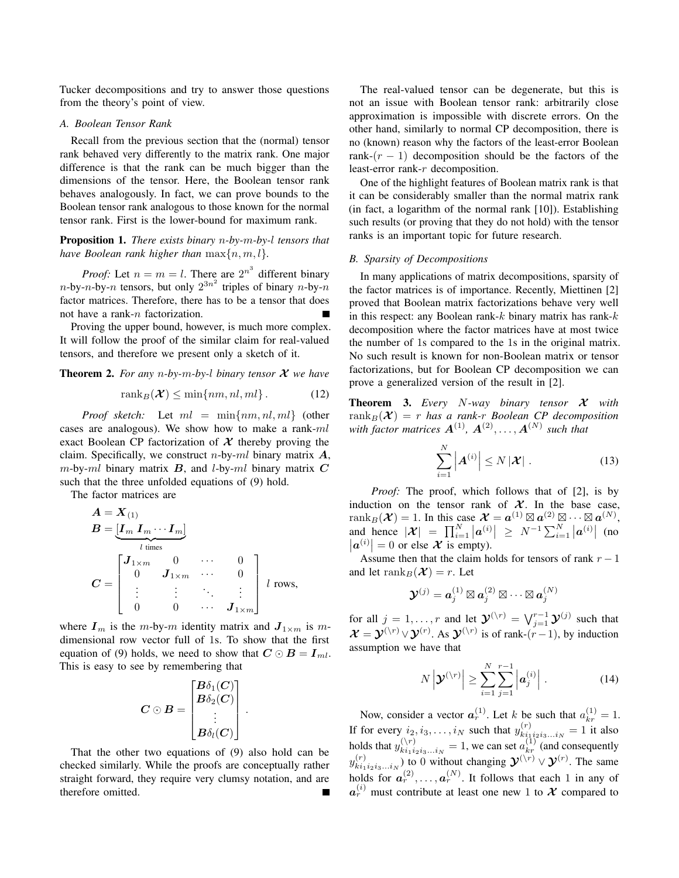Tucker decompositions and try to answer those questions from the theory's point of view.

### A. Boolean Tensor Rank

Recall from the previous section that the (normal) tensor rank behaved very differently to the matrix rank. One major difference is that the rank can be much bigger than the dimensions of the tensor. Here, the Boolean tensor rank behaves analogously. In fact, we can prove bounds to the Boolean tensor rank analogous to those known for the normal tensor rank. First is the lower-bound for maximum rank.

**Proposition 1.** *There exists binary $n$-by-$m$-by-$l$ tensors that have Boolean rank higher than $\max\{n, m, l\}$.*

*Proof:* Let $n = m = l$. There are $2^{n^3}$ different binary $n$-by-$n$-by-$n$ tensors, but only $2^{3n^2}$ triples of binary $n$-by-$n$ factor matrices. Therefore, there has to be a tensor that does not have a rank-$n$ factorization. ∎

Proving the upper bound, however, is much more complex. It will follow the proof of the similar claim for real-valued tensors, and therefore we present only a sketch of it.

**Theorem 2.** *For any $n$-by-$m$-by-$l$ binary tensor $\boldsymbol{\mathcal{X}}$ we have*

$$\operatorname{rank}_B(\boldsymbol{\mathcal{X}}) \leq \min\{nm, nl, ml\} . \tag{12}$$

*Proof sketch:* Let $ml = \min\{nm, nl, ml\}$ (other cases are analogous). We show how to make a rank-$ml$ exact Boolean CP factorization of $\boldsymbol{\mathcal{X}}$ thereby proving the claim. Specifically, we construct $n$-by-$ml$ binary matrix $\boldsymbol{A}$, $m$-by-$ml$ binary matrix $\boldsymbol{B}$, and $l$-by-$ml$ binary matrix $\boldsymbol{C}$ such that the three unfolded equations of (9) hold.

The factor matrices are

$$\boldsymbol{A} = \boldsymbol{X}_{(1)}$$
$$\boldsymbol{B} = \underbrace{[\boldsymbol{I}_m \; \boldsymbol{I}_m \cdots \boldsymbol{I}_m]}_{l \text{ times}}$$
$$\boldsymbol{C} = \begin{bmatrix} \boldsymbol{J}_{1\times m} & 0 & \cdots & 0 \\ 0 & \boldsymbol{J}_{1\times m} & \cdots & 0 \\ \vdots & \vdots & \ddots & \vdots \\ 0 & 0 & \cdots & \boldsymbol{J}_{1\times m} \end{bmatrix} \; l \text{ rows},$$

where $\boldsymbol{I}_m$ is the $m$-by-$m$ identity matrix and $\boldsymbol{J}_{1\times m}$ is $m$-dimensional row vector full of 1s. To show that the first equation of (9) holds, we need to show that $\boldsymbol{C} \odot \boldsymbol{B} = \boldsymbol{I}_{ml}$. This is easy to see by remembering that

$$\boldsymbol{C} \odot \boldsymbol{B} = \begin{bmatrix} \boldsymbol{B}\delta_1(\boldsymbol{C}) \\ \boldsymbol{B}\delta_2(\boldsymbol{C}) \\ \vdots \\ \boldsymbol{B}\delta_l(\boldsymbol{C}) \end{bmatrix} .$$

That the other two equations of (9) also hold can be checked similarly. While the proofs are conceptually rather straight forward, they require very clumsy notation, and are therefore omitted. ∎

The real-valued tensor can be degenerate, but this is not an issue with Boolean tensor rank: arbitrarily close approximation is impossible with discrete errors. On the other hand, similarly to normal CP decomposition, there is no (known) reason why the factors of the least-error Boolean rank-$(r-1)$ decomposition should be the factors of the least-error rank-$r$ decomposition.

One of the highlight features of Boolean matrix rank is that it can be considerably smaller than the normal matrix rank (in fact, a logarithm of the normal rank [10]). Establishing such results (or proving that they do not hold) with the tensor ranks is an important topic for future research.

### B. Sparsity of Decompositions

In many applications of matrix decompositions, sparsity of the factor matrices is of importance. Recently, Miettinen [2] proved that Boolean matrix factorizations behave very well in this respect: any Boolean rank-$k$ binary matrix has rank-$k$ decomposition where the factor matrices have at most twice the number of 1s compared to the 1s in the original matrix. No such result is known for non-Boolean matrix or tensor factorizations, but for Boolean CP decomposition we can prove a generalized version of the result in [2].

**Theorem 3.** *Every $N$-way binary tensor $\boldsymbol{\mathcal{X}}$ with $\operatorname{rank}_B(\boldsymbol{\mathcal{X}}) = r$ has a rank-$r$ Boolean CP decomposition with factor matrices $\boldsymbol{A}^{(1)}$, $\boldsymbol{A}^{(2)}, \ldots, \boldsymbol{A}^{(N)}$ such that*

$$\sum_{i=1}^{N} \left|\boldsymbol{A}^{(i)}\right| \leq N \left|\boldsymbol{\mathcal{X}}\right| . \tag{13}$$

*Proof:* The proof, which follows that of [2], is by induction on the tensor rank of $\boldsymbol{\mathcal{X}}$. In the base case, $\operatorname{rank}_B(\boldsymbol{\mathcal{X}}) = 1$. In this case $\boldsymbol{\mathcal{X}} = \boldsymbol{a}^{(1)} \boxtimes \boldsymbol{a}^{(2)} \boxtimes \cdots \boxtimes \boldsymbol{a}^{(N)}$, and hence $|\boldsymbol{\mathcal{X}}| = \prod_{i=1}^{N} \left|\boldsymbol{a}^{(i)}\right| \geq N^{-1} \sum_{i=1}^{N} \left|\boldsymbol{a}^{(i)}\right|$ (no $\left|\boldsymbol{a}^{(i)}\right| = 0$ or else $\boldsymbol{\mathcal{X}}$ is empty).

Assume then that the claim holds for tensors of rank $r-1$ and let $\operatorname{rank}_B(\boldsymbol{\mathcal{X}}) = r$. Let

$$\boldsymbol{\mathcal{Y}}^{(j)} = \boldsymbol{a}_j^{(1)} \boxtimes \boldsymbol{a}_j^{(2)} \boxtimes \cdots \boxtimes \boldsymbol{a}_j^{(N)}$$

for all $j = 1, \ldots, r$ and let $\boldsymbol{\mathcal{Y}}^{(\setminus r)} = \bigvee_{j=1}^{r-1} \boldsymbol{\mathcal{Y}}^{(j)}$ such that $\boldsymbol{\mathcal{X}} = \boldsymbol{\mathcal{Y}}^{(\setminus r)} \vee \boldsymbol{\mathcal{Y}}^{(r)}$. As $\boldsymbol{\mathcal{Y}}^{(\setminus r)}$ is of rank-$(r-1)$, by induction assumption we have that

$$N\left|\boldsymbol{\mathcal{Y}}^{(\setminus r)}\right| \geq \sum_{i=1}^{N} \sum_{j=1}^{r-1} \left|\boldsymbol{a}_j^{(i)}\right| . \tag{14}$$

Now, consider a vector $\boldsymbol{a}_r^{(1)}$. Let $k$ be such that $a_{kr}^{(1)} = 1$. If for every $i_2, i_3, \ldots, i_N$ such that $y_{ki_1i_2i_3\ldots i_N}^{(r)} = 1$ it also holds that $y_{ki_1i_2i_3\ldots i_N}^{(\setminus r)} = 1$, we can set $a_{kr}^{(1)}$ (and consequently $y_{ki_1i_2i_3\ldots i_N}^{(r)}$) to 0 without changing $\boldsymbol{\mathcal{Y}}^{(\setminus r)} \vee \boldsymbol{\mathcal{Y}}^{(r)}$. The same holds for $\boldsymbol{a}_r^{(2)}, \ldots, \boldsymbol{a}_r^{(N)}$. It follows that each 1 in any of $\boldsymbol{a}_r^{(i)}$ must contribute at least one new 1 to $\boldsymbol{\mathcal{X}}$ compared to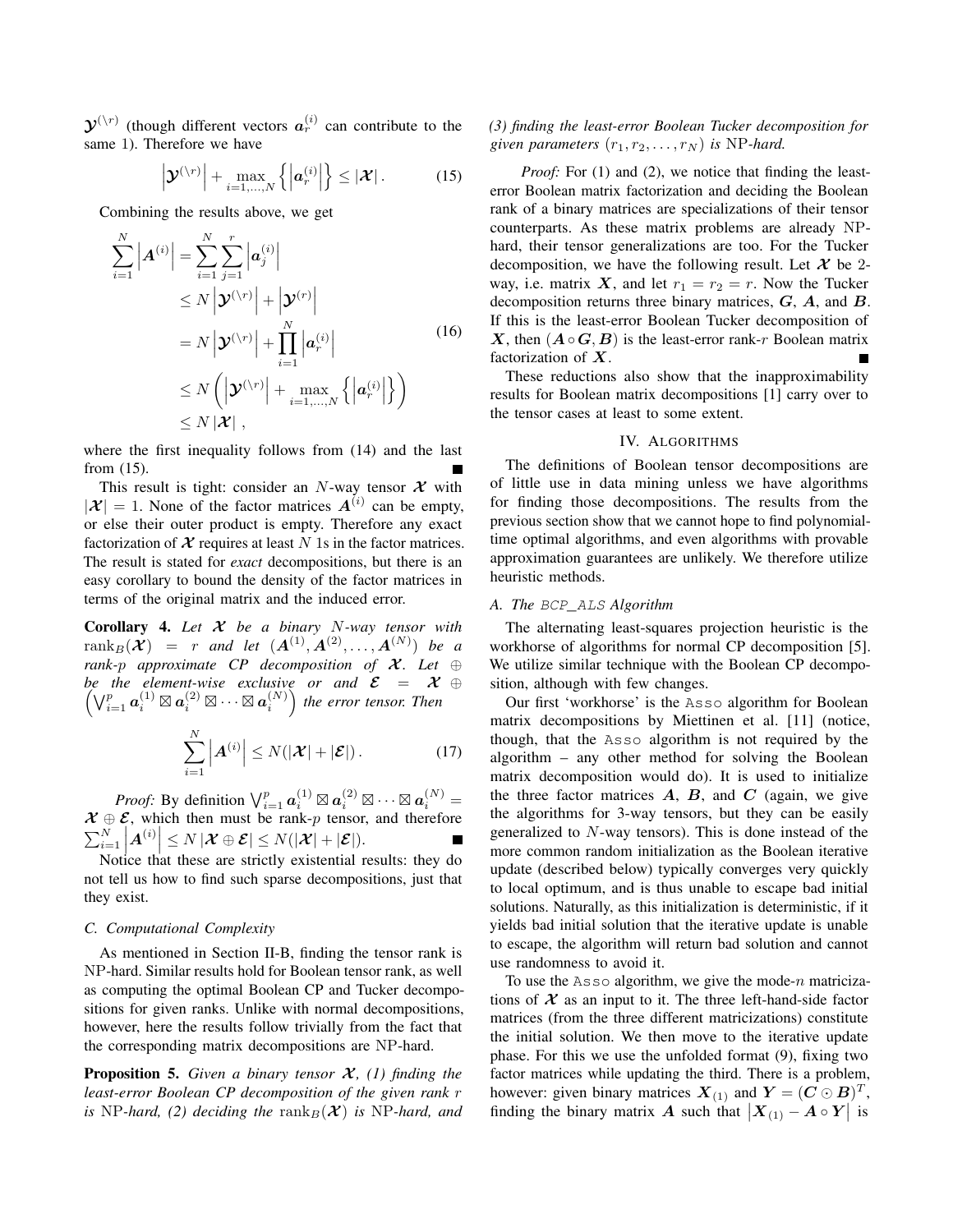$\mathcal{Y}^{(\setminus r)}$ (though different vectors $a_r^{(i)}$ can contribute to the same 1). Therefore we have

$$\left|\mathcal{Y}^{(\setminus r)}\right| + \max_{i=1,\ldots,N}\left\{\left|a_r^{(i)}\right|\right\} \le |\mathcal{X}| \,. \tag{15}$$

Combining the results above, we get

$$\begin{aligned}
\sum_{i=1}^{N}\left|A^{(i)}\right| &= \sum_{i=1}^{N}\sum_{j=1}^{r}\left|a_j^{(i)}\right| \\
&\le N\left|\mathcal{Y}^{(\setminus r)}\right| + \left|\mathcal{Y}^{(r)}\right| \\
&= N\left|\mathcal{Y}^{(\setminus r)}\right| + \prod_{i=1}^{N}\left|a_r^{(i)}\right| \\
&\le N\left(\left|\mathcal{Y}^{(\setminus r)}\right| + \max_{i=1,\ldots,N}\left\{\left|a_r^{(i)}\right|\right\}\right) \\
&\le N\left|\mathcal{X}\right| \,,
\end{aligned} \tag{16}$$

where the first inequality follows from (14) and the last from (15). ∎

This result is tight: consider an $N$-way tensor $\mathcal{X}$ with $|\mathcal{X}| = 1$. None of the factor matrices $A^{(i)}$ can be empty, or else their outer product is empty. Therefore any exact factorization of $\mathcal{X}$ requires at least $N$ 1s in the factor matrices. The result is stated for *exact* decompositions, but there is an easy corollary to bound the density of the factor matrices in terms of the original matrix and the induced error.

**Corollary 4.** *Let $\mathcal{X}$ be a binary $N$-way tensor with $\mathrm{rank}_B(\mathcal{X}) = r$ and let $(A^{(1)}, A^{(2)}, \ldots, A^{(N)})$ be a rank-$p$ approximate CP decomposition of $\mathcal{X}$. Let $\oplus$ be the element-wise exclusive or and $\mathcal{E} = \mathcal{X} \oplus \left(\bigvee_{i=1}^{p} a_i^{(1)} \boxtimes a_i^{(2)} \boxtimes \cdots \boxtimes a_i^{(N)}\right)$ the error tensor. Then*

$$\sum_{i=1}^{N}\left|A^{(i)}\right| \le N(|\mathcal{X}| + |\mathcal{E}|) \,. \tag{17}$$

*Proof:* By definition $\bigvee_{i=1}^{p} a_i^{(1)} \boxtimes a_i^{(2)} \boxtimes \cdots \boxtimes a_i^{(N)} = \mathcal{X} \oplus \mathcal{E}$, which then must be rank-$p$ tensor, and therefore $\sum_{i=1}^{N}\left|A^{(i)}\right| \le N\left|\mathcal{X} \oplus \mathcal{E}\right| \le N(|\mathcal{X}| + |\mathcal{E}|)$. ∎

Notice that these are strictly existential results: they do not tell us how to find such sparse decompositions, just that they exist.

### C. Computational Complexity

As mentioned in Section II-B, finding the tensor rank is NP-hard. Similar results hold for Boolean tensor rank, as well as computing the optimal Boolean CP and Tucker decompositions for given ranks. Unlike with normal decompositions, however, here the results follow trivially from the fact that the corresponding matrix decompositions are NP-hard.

**Proposition 5.** *Given a binary tensor $\mathcal{X}$, (1) finding the least-error Boolean CP decomposition of the given rank $r$ is NP-hard, (2) deciding the $\mathrm{rank}_B(\mathcal{X})$ is NP-hard, and (3) finding the least-error Boolean Tucker decomposition for given parameters $(r_1, r_2, \ldots, r_N)$ is NP-hard.*

*Proof:* For (1) and (2), we notice that finding the least-error Boolean matrix factorization and deciding the Boolean rank of a binary matrices are specializations of their tensor counterparts. As these matrix problems are already NP-hard, their tensor generalizations are too. For the Tucker decomposition, we have the following result. Let $\mathcal{X}$ be 2-way, i.e. matrix $X$, and let $r_1 = r_2 = r$. Now the Tucker decomposition returns three binary matrices, $G$, $A$, and $B$. If this is the least-error Boolean Tucker decomposition of $X$, then $(A \circ G, B)$ is the least-error rank-$r$ Boolean matrix factorization of $X$. ∎

These reductions also show that the inapproximability results for Boolean matrix decompositions [1] carry over to the tensor cases at least to some extent.

## IV. Algorithms

The definitions of Boolean tensor decompositions are of little use in data mining unless we have algorithms for finding those decompositions. The results from the previous section show that we cannot hope to find polynomial-time optimal algorithms, and even algorithms with provable approximation guarantees are unlikely. We therefore utilize heuristic methods.

### A. The BCP_ALS Algorithm

The alternating least-squares projection heuristic is the workhorse of algorithms for normal CP decomposition [5]. We utilize similar technique with the Boolean CP decomposition, although with few changes.

Our first 'workhorse' is the Asso algorithm for Boolean matrix decompositions by Miettinen et al. [11] (notice, though, that the Asso algorithm is not required by the algorithm – any other method for solving the Boolean matrix decomposition would do). It is used to initialize the three factor matrices $A$, $B$, and $C$ (again, we give the algorithms for 3-way tensors, but they can be easily generalized to $N$-way tensors). This is done instead of the more common random initialization as the Boolean iterative update (described below) typically converges very quickly to local optimum, and is thus unable to escape bad initial solutions. Naturally, as this initialization is deterministic, if it yields bad initial solution that the iterative update is unable to escape, the algorithm will return bad solution and cannot use randomness to avoid it.

To use the Asso algorithm, we give the mode-$n$ matricizations of $\mathcal{X}$ as an input to it. The three left-hand-side factor matrices (from the three different matricizations) constitute the initial solution. We then move to the iterative update phase. For this we use the unfolded format (9), fixing two factor matrices while updating the third. There is a problem, however: given binary matrices $X_{(1)}$ and $Y = (C \odot B)^T$, finding the binary matrix $A$ such that $\left|X_{(1)} - A \circ Y\right|$ is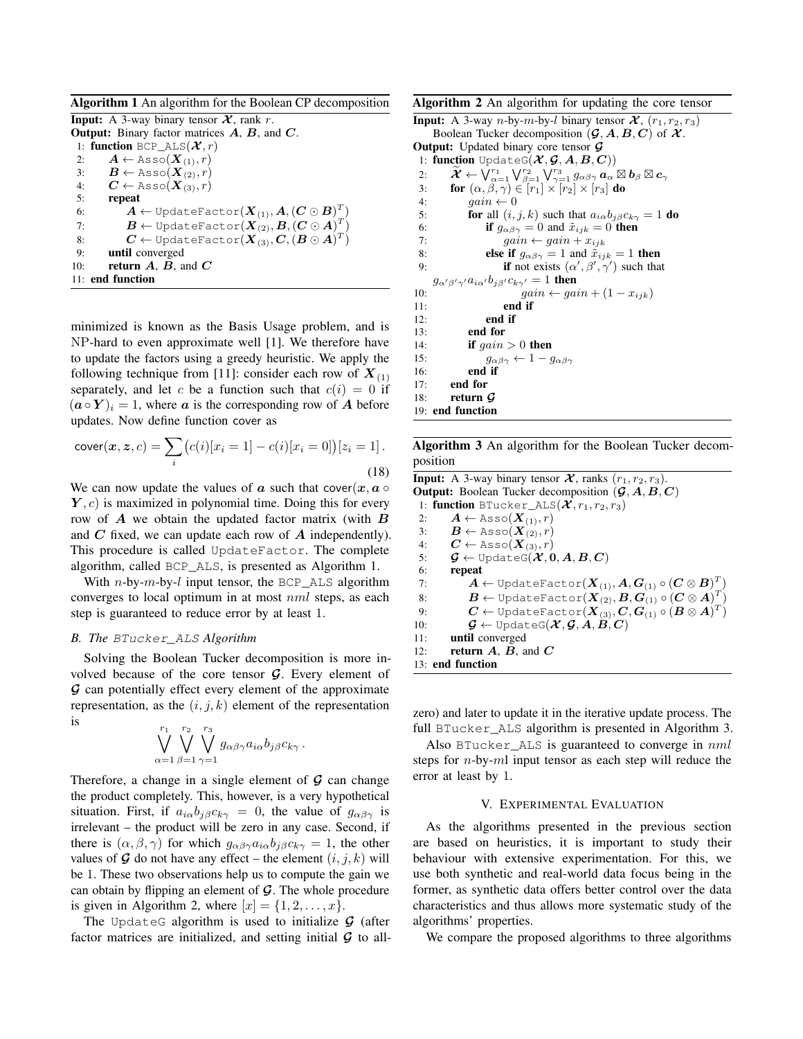**Algorithm 1** An algorithm for the Boolean CP decomposition

```
Input: A 3-way binary tensor 𝓧, rank r.
Output: Binary factor matrices A, B, and C.
 1: function BCP_ALS(𝓧, r)
 2:     A ← Asso(X_(1), r)
 3:     B ← Asso(X_(2), r)
 4:     C ← Asso(X_(3), r)
 5:     repeat
 6:         A ← UpdateFactor(X_(1), A, (C ⊙ B)^T)
 7:         B ← UpdateFactor(X_(2), B, (C ⊙ A)^T)
 8:         C ← UpdateFactor(X_(3), C, (B ⊙ A)^T)
 9:     until converged
10:     return A, B, and C
11: end function
```

minimized is known as the Basis Usage problem, and is NP-hard to even approximate well [1]. We therefore have to update the factors using a greedy heuristic. We apply the following technique from [11]: consider each row of $\boldsymbol{X}_{(1)}$ separately, and let $c$ be a function such that $c(i) = 0$ if $(\boldsymbol{a} \circ \boldsymbol{Y})_i = 1$, where $\boldsymbol{a}$ is the corresponding row of $\boldsymbol{A}$ before updates. Now define function cover as

$$\mathsf{cover}(\boldsymbol{x}, \boldsymbol{z}, c) = \sum_i \big(c(i)[x_i = 1] - c(i)[x_i = 0]\big)[z_i = 1] \,. \tag{18}$$

We can now update the values of $\boldsymbol{a}$ such that $\mathsf{cover}(\boldsymbol{x}, \boldsymbol{a} \circ \boldsymbol{Y}, c)$ is maximized in polynomial time. Doing this for every row of $\boldsymbol{A}$ we obtain the updated factor matrix (with $\boldsymbol{B}$ and $\boldsymbol{C}$ fixed, we can update each row of $\boldsymbol{A}$ independently). This procedure is called UpdateFactor. The complete algorithm, called BCP_ALS, is presented as Algorithm 1.

With $n$-by-$m$-by-$l$ input tensor, the BCP_ALS algorithm converges to local optimum in at most $nml$ steps, as each step is guaranteed to reduce error by at least 1.

### *B. The BTucker_ALS Algorithm*

Solving the Boolean Tucker decomposition is more involved because of the core tensor $\mathcal{G}$. Every element of $\mathcal{G}$ can potentially effect every element of the approximate representation, as the $(i, j, k)$ element of the representation is

$$\bigvee_{\alpha=1}^{r_1} \bigvee_{\beta=1}^{r_2} \bigvee_{\gamma=1}^{r_3} g_{\alpha\beta\gamma} a_{i\alpha} b_{j\beta} c_{k\gamma} \,.$$

Therefore, a change in a single element of $\mathcal{G}$ can change the product completely. This, however, is a very hypothetical situation. First, if $a_{i\alpha} b_{j\beta} c_{k\gamma} = 0$, the value of $g_{\alpha\beta\gamma}$ is irrelevant – the product will be zero in any case. Second, if there is $(\alpha, \beta, \gamma)$ for which $g_{\alpha\beta\gamma} a_{i\alpha} b_{j\beta} c_{k\gamma} = 1$, the other values of $\mathcal{G}$ do not have any effect – the element $(i, j, k)$ will be 1. These two observations help us to compute the gain we can obtain by flipping an element of $\mathcal{G}$. The whole procedure is given in Algorithm 2, where $[x] = \{1, 2, \ldots, x\}$.

The UpdateG algorithm is used to initialize $\mathcal{G}$ (after factor matrices are initialized, and setting initial $\mathcal{G}$ to all-zero) and later to update it in the iterative update process. The full BTucker_ALS algorithm is presented in Algorithm 3.

Also BTucker_ALS is guaranteed to converge in $nml$ steps for $n$-by-$ml$ input tensor as each step will reduce the error at least by 1.

**Algorithm 2** An algorithm for updating the core tensor

```
Input: A 3-way n-by-m-by-l binary tensor 𝓧, (r1, r2, r3) Boolean Tucker decomposition (𝓖, A, B, C) of 𝓧.
Output: Updated binary core tensor 𝓖
 1: function UpdateG(𝓧, 𝓖, A, B, C)
 2:     𝓧̃ ← ⋁_{α=1}^{r1} ⋁_{β=1}^{r2} ⋁_{γ=1}^{r3} g_αβγ a_α ⊠ b_β ⊠ c_γ
 3:     for (α, β, γ) ∈ [r1] × [r2] × [r3] do
 4:         gain ← 0
 5:         for all (i, j, k) such that a_iα b_jβ c_kγ = 1 do
 6:             if g_αβγ = 0 and x̃_ijk = 0 then
 7:                 gain ← gain + x_ijk
 8:             else if g_αβγ = 1 and x̃_ijk = 1 then
 9:                 if not exists (α', β', γ') such that g_α'β'γ' a_iα' b_jβ' c_kγ' = 1 then
10:                     gain ← gain + (1 − x_ijk)
11:                 end if
12:             end if
13:         end for
14:         if gain > 0 then
15:             g_αβγ ← 1 − g_αβγ
16:         end if
17:     end for
18:     return 𝓖
19: end function
```

**Algorithm 3** An algorithm for the Boolean Tucker decomposition

```
Input: A 3-way binary tensor 𝓧, ranks (r1, r2, r3).
Output: Boolean Tucker decomposition (𝓖, A, B, C)
 1: function BTucker_ALS(𝓧, r1, r2, r3)
 2:     A ← Asso(X_(1), r)
 3:     B ← Asso(X_(2), r)
 4:     C ← Asso(X_(3), r)
 5:     𝓖 ← UpdateG(𝓧, 0, A, B, C)
 6:     repeat
 7:         A ← UpdateFactor(X_(1), A, G_(1) ∘ (C ⊗ B)^T)
 8:         B ← UpdateFactor(X_(2), B, G_(1) ∘ (C ⊗ A)^T)
 9:         C ← UpdateFactor(X_(3), C, G_(1) ∘ (B ⊗ A)^T)
10:         𝓖 ← UpdateG(𝓧, 𝓖, A, B, C)
11:     until converged
12:     return A, B, and C
13: end function
```

## V. Experimental Evaluation

As the algorithms presented in the previous section are based on heuristics, it is important to study their behaviour with extensive experimentation. For this, we use both synthetic and real-world data focus being in the former, as synthetic data offers better control over the data characteristics and thus allows more systematic study of the algorithms' properties.

We compare the proposed algorithms to three algorithms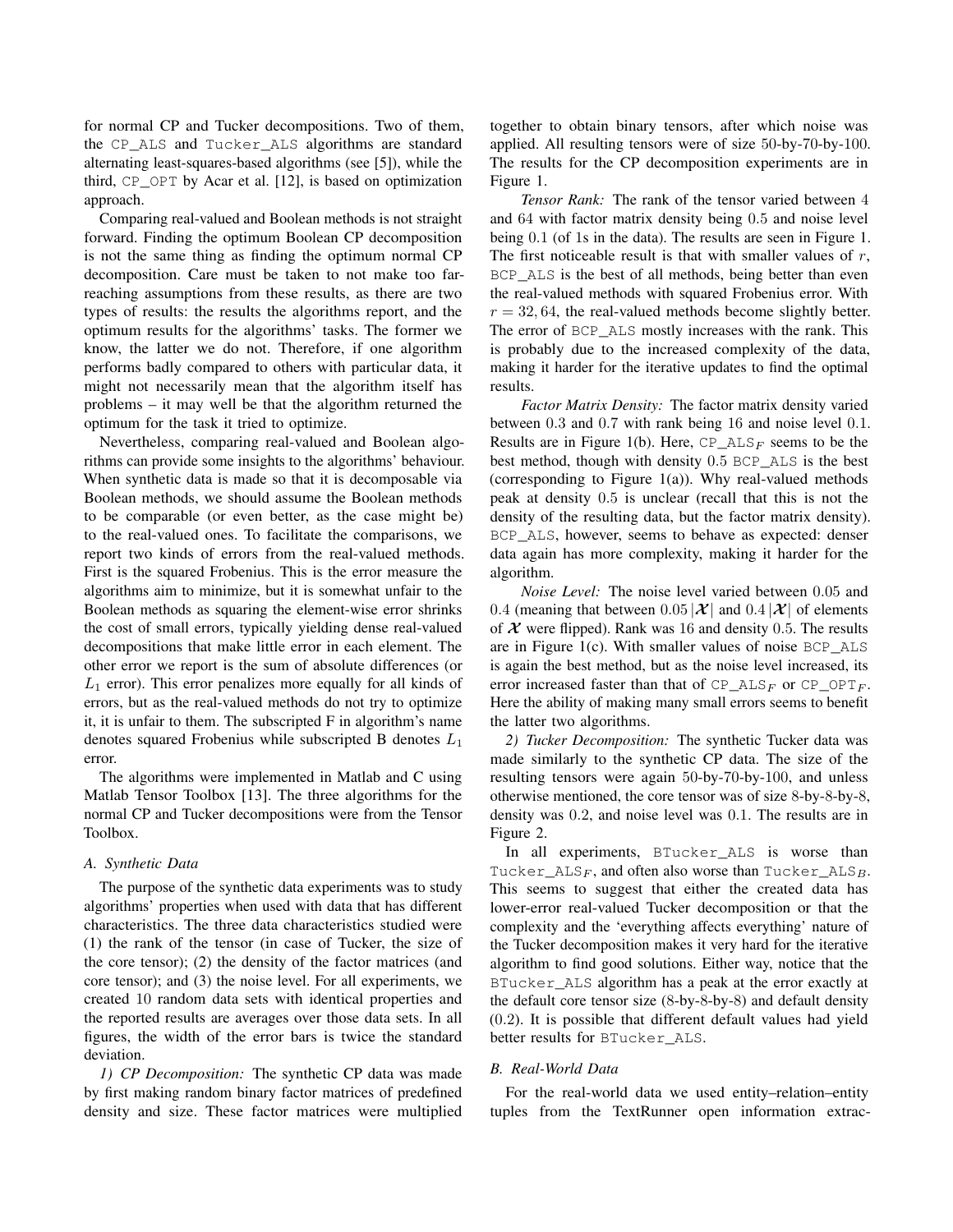for normal CP and Tucker decompositions. Two of them, the CP_ALS and Tucker_ALS algorithms are standard alternating least-squares-based algorithms (see [5]), while the third, CP_OPT by Acar et al. [12], is based on optimization approach.

Comparing real-valued and Boolean methods is not straight forward. Finding the optimum Boolean CP decomposition is not the same thing as finding the optimum normal CP decomposition. Care must be taken to not make too far-reaching assumptions from these results, as there are two types of results: the results the algorithms report, and the optimum results for the algorithms' tasks. The former we know, the latter we do not. Therefore, if one algorithm performs badly compared to others with particular data, it might not necessarily mean that the algorithm itself has problems – it may well be that the algorithm returned the optimum for the task it tried to optimize.

Nevertheless, comparing real-valued and Boolean algorithms can provide some insights to the algorithms' behaviour. When synthetic data is made so that it is decomposable via Boolean methods, we should assume the Boolean methods to be comparable (or even better, as the case might be) to the real-valued ones. To facilitate the comparisons, we report two kinds of errors from the real-valued methods. First is the squared Frobenius. This is the error measure the algorithms aim to minimize, but it is somewhat unfair to the Boolean methods as squaring the element-wise error shrinks the cost of small errors, typically yielding dense real-valued decompositions that make little error in each element. The other error we report is the sum of absolute differences (or $L_1$ error). This error penalizes more equally for all kinds of errors, but as the real-valued methods do not try to optimize it, it is unfair to them. The subscripted F in algorithm's name denotes squared Frobenius while subscripted B denotes $L_1$ error.

The algorithms were implemented in Matlab and C using Matlab Tensor Toolbox [13]. The three algorithms for the normal CP and Tucker decompositions were from the Tensor Toolbox.

### A. Synthetic Data

The purpose of the synthetic data experiments was to study algorithms' properties when used with data that has different characteristics. The three data characteristics studied were (1) the rank of the tensor (in case of Tucker, the size of the core tensor); (2) the density of the factor matrices (and core tensor); and (3) the noise level. For all experiments, we created 10 random data sets with identical properties and the reported results are averages over those data sets. In all figures, the width of the error bars is twice the standard deviation.

*1) CP Decomposition:* The synthetic CP data was made by first making random binary factor matrices of predefined density and size. These factor matrices were multiplied together to obtain binary tensors, after which noise was applied. All resulting tensors were of size 50-by-70-by-100. The results for the CP decomposition experiments are in Figure 1.

*Tensor Rank:* The rank of the tensor varied between 4 and 64 with factor matrix density being 0.5 and noise level being 0.1 (of 1s in the data). The results are seen in Figure 1. The first noticeable result is that with smaller values of $r$, BCP_ALS is the best of all methods, being better than even the real-valued methods with squared Frobenius error. With $r = 32, 64$, the real-valued methods become slightly better. The error of BCP_ALS mostly increases with the rank. This is probably due to the increased complexity of the data, making it harder for the iterative updates to find the optimal results.

*Factor Matrix Density:* The factor matrix density varied between 0.3 and 0.7 with rank being 16 and noise level 0.1. Results are in Figure 1(b). Here, CP_ALS$_F$ seems to be the best method, though with density 0.5 BCP_ALS is the best (corresponding to Figure 1(a)). Why real-valued methods peak at density 0.5 is unclear (recall that this is not the density of the resulting data, but the factor matrix density). BCP_ALS, however, seems to behave as expected: denser data again has more complexity, making it harder for the algorithm.

*Noise Level:* The noise level varied between 0.05 and 0.4 (meaning that between $0.05\,|\boldsymbol{\mathcal{X}}|$ and $0.4\,|\boldsymbol{\mathcal{X}}|$ of elements of $\boldsymbol{\mathcal{X}}$ were flipped). Rank was 16 and density 0.5. The results are in Figure 1(c). With smaller values of noise BCP_ALS is again the best method, but as the noise level increased, its error increased faster than that of CP_ALS$_F$ or CP_OPT$_F$. Here the ability of making many small errors seems to benefit the latter two algorithms.

*2) Tucker Decomposition:* The synthetic Tucker data was made similarly to the synthetic CP data. The size of the resulting tensors were again 50-by-70-by-100, and unless otherwise mentioned, the core tensor was of size 8-by-8-by-8, density was 0.2, and noise level was 0.1. The results are in Figure 2.

In all experiments, BTucker_ALS is worse than Tucker_ALS$_F$, and often also worse than Tucker_ALS$_B$. This seems to suggest that either the created data has lower-error real-valued Tucker decomposition or that the complexity and the 'everything affects everything' nature of the Tucker decomposition makes it very hard for the iterative algorithm to find good solutions. Either way, notice that the BTucker_ALS algorithm has a peak at the error exactly at the default core tensor size (8-by-8-by-8) and default density (0.2). It is possible that different default values had yield better results for BTucker_ALS.

### B. Real-World Data

For the real-world data we used entity–relation–entity tuples from the TextRunner open information extrac-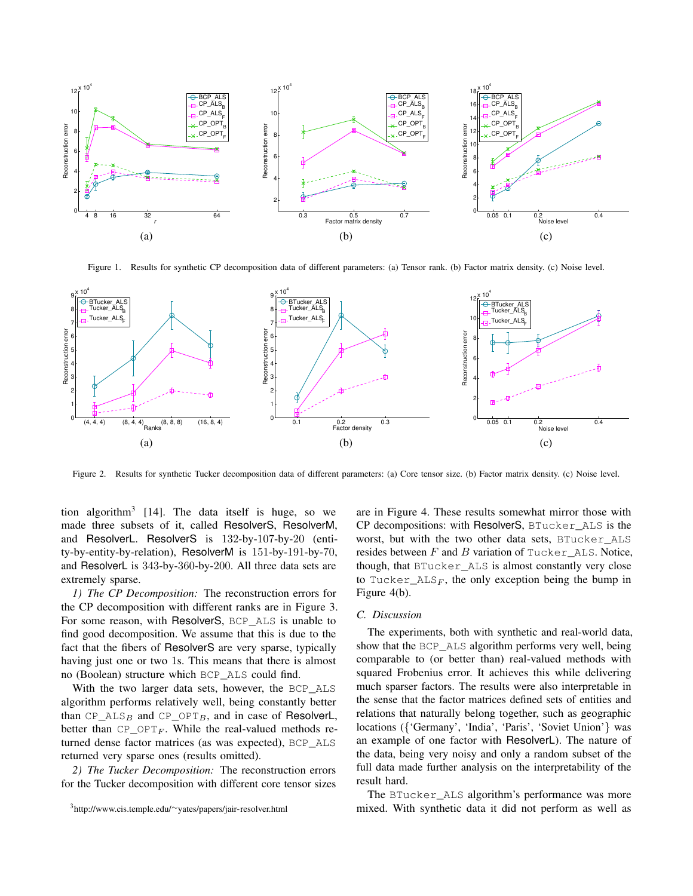Figure 1. Results for synthetic CP decomposition data of different parameters: (a) Tensor rank. (b) Factor matrix density. (c) Noise level.

Figure 2. Results for synthetic Tucker decomposition data of different parameters: (a) Core tensor size. (b) Factor matrix density. (c) Noise level.

tion algorithm[3] [14]. The data itself is huge, so we made three subsets of it, called ResolverS, ResolverM, and ResolverL. ResolverS is 132-by-107-by-20 (entity-by-entity-by-relation), ResolverM is 151-by-191-by-70, and ResolverL is 343-by-360-by-200. All three data sets are extremely sparse.

*1) The CP Decomposition:* The reconstruction errors for the CP decomposition with different ranks are in Figure 3. For some reason, with ResolverS, BCP_ALS is unable to find good decomposition. We assume that this is due to the fact that the fibers of ResolverS are very sparse, typically having just one or two 1s. This means that there is almost no (Boolean) structure which BCP_ALS could find.

With the two larger data sets, however, the BCP_ALS algorithm performs relatively well, being constantly better than $\text{CP\_ALS}_B$ and $\text{CP\_OPT}_B$, and in case of ResolverL, better than $\text{CP\_OPT}_F$. While the real-valued methods returned dense factor matrices (as was expected), BCP_ALS returned very sparse ones (results omitted).

*2) The Tucker Decomposition:* The reconstruction errors for the Tucker decomposition with different core tensor sizes are in Figure 4. These results somewhat mirror those with CP decompositions: with ResolverS, BTucker_ALS is the worst, but with the two other data sets, BTucker_ALS resides between $F$ and $B$ variation of Tucker_ALS. Notice, though, that BTucker_ALS is almost constantly very close to $\text{Tucker\_ALS}_F$, the only exception being the bump in Figure 4(b).

### C. Discussion

The experiments, both with synthetic and real-world data, show that the BCP_ALS algorithm performs very well, being comparable to (or better than) real-valued methods with squared Frobenius error. It achieves this while delivering much sparser factors. The results were also interpretable in the sense that the factor matrices defined sets of entities and relations that naturally belong together, such as geographic locations ({'Germany', 'India', 'Paris', 'Soviet Union'} was an example of one factor with ResolverL). The nature of the data, being very noisy and only a random subset of the full data made further analysis on the interpretability of the result hard.

The BTucker_ALS algorithm's performance was more mixed. With synthetic data it did not perform as well as

[3] http://www.cis.temple.edu/~yates/papers/jair-resolver.html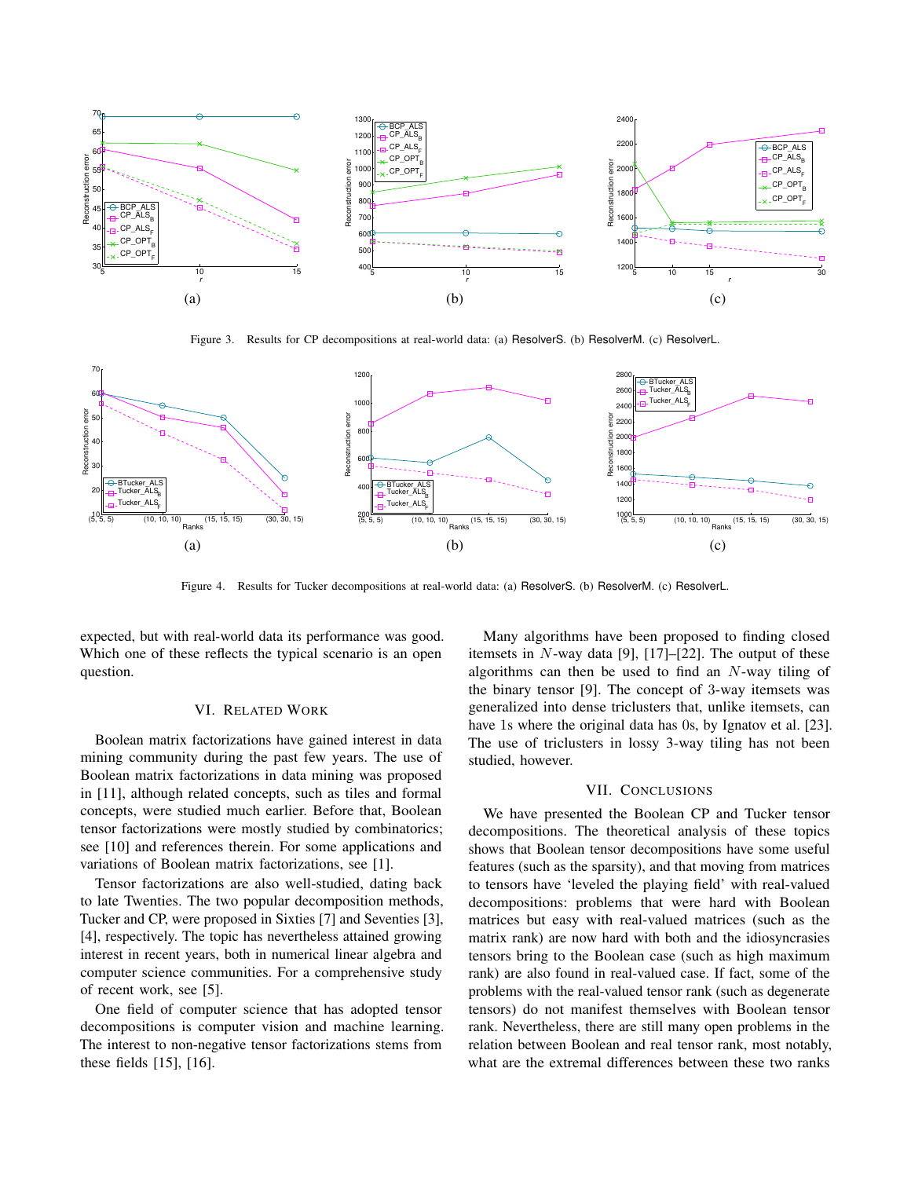Figure 3. Results for CP decompositions at real-world data: (a) ResolverS. (b) ResolverM. (c) ResolverL.

Figure 4. Results for Tucker decompositions at real-world data: (a) ResolverS. (b) ResolverM. (c) ResolverL.

expected, but with real-world data its performance was good. Which one of these reflects the typical scenario is an open question.

## VI. Related Work

Boolean matrix factorizations have gained interest in data mining community during the past few years. The use of Boolean matrix factorizations in data mining was proposed in [11], although related concepts, such as tiles and formal concepts, were studied much earlier. Before that, Boolean tensor factorizations were mostly studied by combinatorics; see [10] and references therein. For some applications and variations of Boolean matrix factorizations, see [1].

Tensor factorizations are also well-studied, dating back to late Twenties. The two popular decomposition methods, Tucker and CP, were proposed in Sixties [7] and Seventies [3], [4], respectively. The topic has nevertheless attained growing interest in recent years, both in numerical linear algebra and computer science communities. For a comprehensive study of recent work, see [5].

One field of computer science that has adopted tensor decompositions is computer vision and machine learning. The interest to non-negative tensor factorizations stems from these fields [15], [16].

Many algorithms have been proposed to finding closed itemsets in $N$-way data [9], [17]–[22]. The output of these algorithms can then be used to find an $N$-way tiling of the binary tensor [9]. The concept of 3-way itemsets was generalized into dense triclusters that, unlike itemsets, can have 1s where the original data has 0s, by Ignatov et al. [23]. The use of triclusters in lossy 3-way tiling has not been studied, however.

## VII. Conclusions

We have presented the Boolean CP and Tucker tensor decompositions. The theoretical analysis of these topics shows that Boolean tensor decompositions have some useful features (such as the sparsity), and that moving from matrices to tensors have 'leveled the playing field' with real-valued decompositions: problems that were hard with Boolean matrices but easy with real-valued matrices (such as the matrix rank) are now hard with both and the idiosyncrasies tensors bring to the Boolean case (such as high maximum rank) are also found in real-valued case. If fact, some of the problems with the real-valued tensor rank (such as degenerate tensors) do not manifest themselves with Boolean tensor rank. Nevertheless, there are still many open problems in the relation between Boolean and real tensor rank, most notably, what are the extremal differences between these two ranks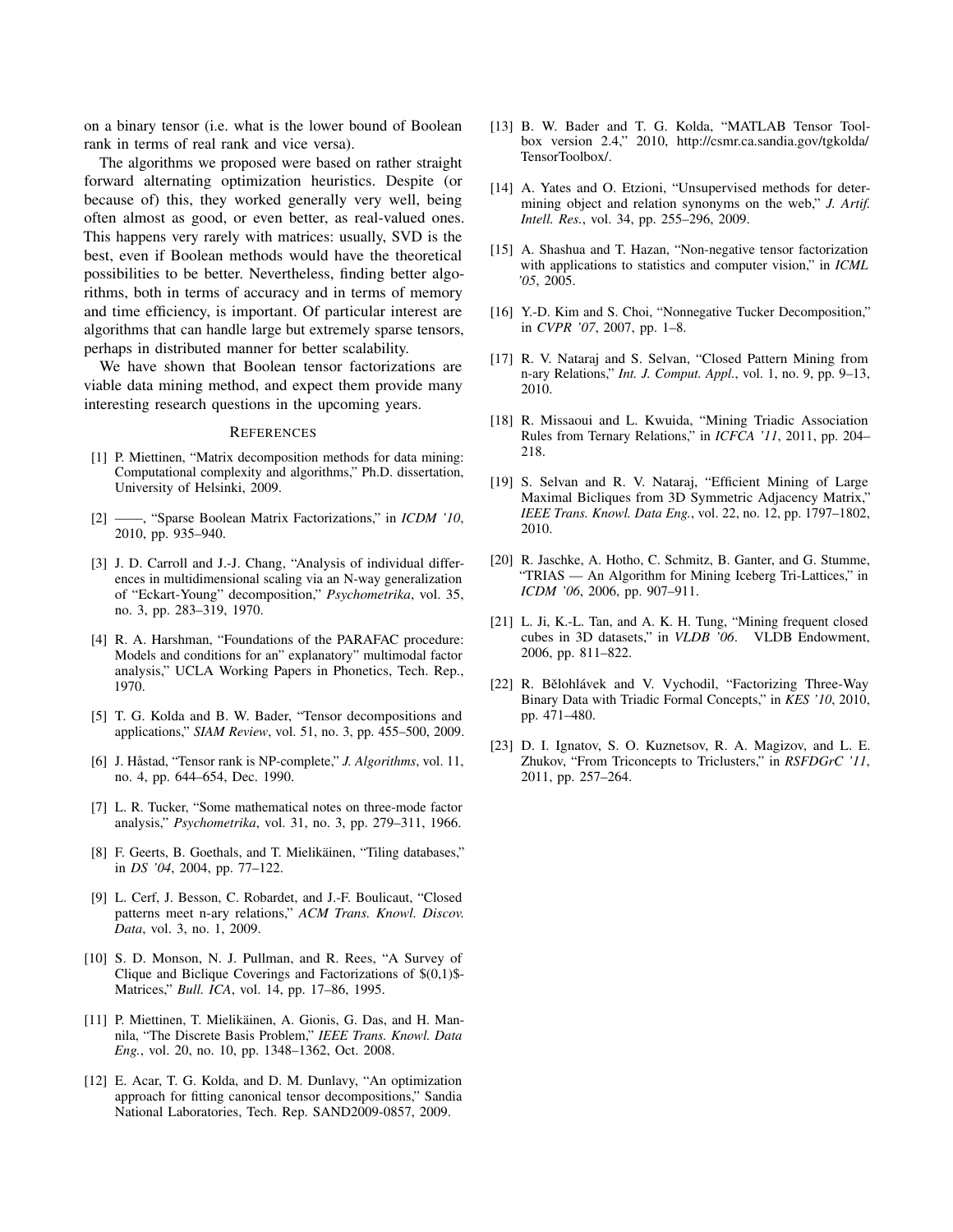on a binary tensor (i.e. what is the lower bound of Boolean rank in terms of real rank and vice versa).

The algorithms we proposed were based on rather straight forward alternating optimization heuristics. Despite (or because of) this, they worked generally very well, being often almost as good, or even better, as real-valued ones. This happens very rarely with matrices: usually, SVD is the best, even if Boolean methods would have the theoretical possibilities to be better. Nevertheless, finding better algorithms, both in terms of accuracy and in terms of memory and time efficiency, is important. Of particular interest are algorithms that can handle large but extremely sparse tensors, perhaps in distributed manner for better scalability.

We have shown that Boolean tensor factorizations are viable data mining method, and expect them provide many interesting research questions in the upcoming years.

## References

[1] P. Miettinen, "Matrix decomposition methods for data mining: Computational complexity and algorithms," Ph.D. dissertation, University of Helsinki, 2009.

[2] ——, "Sparse Boolean Matrix Factorizations," in *ICDM '10*, 2010, pp. 935–940.

[3] J. D. Carroll and J.-J. Chang, "Analysis of individual differences in multidimensional scaling via an N-way generalization of "Eckart-Young" decomposition," *Psychometrika*, vol. 35, no. 3, pp. 283–319, 1970.

[4] R. A. Harshman, "Foundations of the PARAFAC procedure: Models and conditions for an" explanatory" multimodal factor analysis," UCLA Working Papers in Phonetics, Tech. Rep., 1970.

[5] T. G. Kolda and B. W. Bader, "Tensor decompositions and applications," *SIAM Review*, vol. 51, no. 3, pp. 455–500, 2009.

[6] J. Håstad, "Tensor rank is NP-complete," *J. Algorithms*, vol. 11, no. 4, pp. 644–654, Dec. 1990.

[7] L. R. Tucker, "Some mathematical notes on three-mode factor analysis," *Psychometrika*, vol. 31, no. 3, pp. 279–311, 1966.

[8] F. Geerts, B. Goethals, and T. Mielikäinen, "Tiling databases," in *DS '04*, 2004, pp. 77–122.

[9] L. Cerf, J. Besson, C. Robardet, and J.-F. Boulicaut, "Closed patterns meet n-ary relations," *ACM Trans. Knowl. Discov. Data*, vol. 3, no. 1, 2009.

[10] S. D. Monson, N. J. Pullman, and R. Rees, "A Survey of Clique and Biclique Coverings and Factorizations of $(0,1)$-Matrices," *Bull. ICA*, vol. 14, pp. 17–86, 1995.

[11] P. Miettinen, T. Mielikäinen, A. Gionis, G. Das, and H. Mannila, "The Discrete Basis Problem," *IEEE Trans. Knowl. Data Eng.*, vol. 20, no. 10, pp. 1348–1362, Oct. 2008.

[12] E. Acar, T. G. Kolda, and D. M. Dunlavy, "An optimization approach for fitting canonical tensor decompositions," Sandia National Laboratories, Tech. Rep. SAND2009-0857, 2009.

[13] B. W. Bader and T. G. Kolda, "MATLAB Tensor Toolbox version 2.4," 2010, http://csmr.ca.sandia.gov/tgkolda/TensorToolbox/.

[14] A. Yates and O. Etzioni, "Unsupervised methods for determining object and relation synonyms on the web," *J. Artif. Intell. Res.*, vol. 34, pp. 255–296, 2009.

[15] A. Shashua and T. Hazan, "Non-negative tensor factorization with applications to statistics and computer vision," in *ICML '05*, 2005.

[16] Y.-D. Kim and S. Choi, "Nonnegative Tucker Decomposition," in *CVPR '07*, 2007, pp. 1–8.

[17] R. V. Nataraj and S. Selvan, "Closed Pattern Mining from n-ary Relations," *Int. J. Comput. Appl.*, vol. 1, no. 9, pp. 9–13, 2010.

[18] R. Missaoui and L. Kwuida, "Mining Triadic Association Rules from Ternary Relations," in *ICFCA '11*, 2011, pp. 204–218.

[19] S. Selvan and R. V. Nataraj, "Efficient Mining of Large Maximal Bicliques from 3D Symmetric Adjacency Matrix," *IEEE Trans. Knowl. Data Eng.*, vol. 22, no. 12, pp. 1797–1802, 2010.

[20] R. Jaschke, A. Hotho, C. Schmitz, B. Ganter, and G. Stumme, "TRIAS — An Algorithm for Mining Iceberg Tri-Lattices," in *ICDM '06*, 2006, pp. 907–911.

[21] L. Ji, K.-L. Tan, and A. K. H. Tung, "Mining frequent closed cubes in 3D datasets," in *VLDB '06*. VLDB Endowment, 2006, pp. 811–822.

[22] R. Bělohlávek and V. Vychodil, "Factorizing Three-Way Binary Data with Triadic Formal Concepts," in *KES '10*, 2010, pp. 471–480.

[23] D. I. Ignatov, S. O. Kuznetsov, R. A. Magizov, and L. E. Zhukov, "From Triconcepts to Triclusters," in *RSFDGrC '11*, 2011, pp. 257–264.